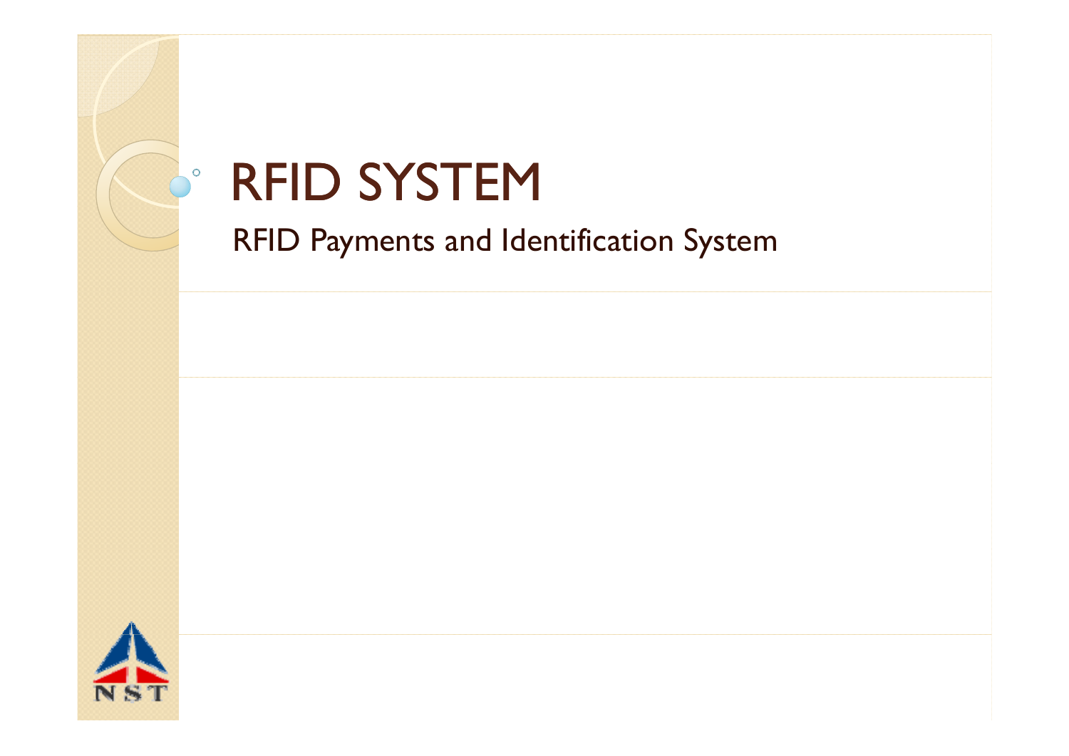# RFID SYSTEM

RFID Payments and Identification System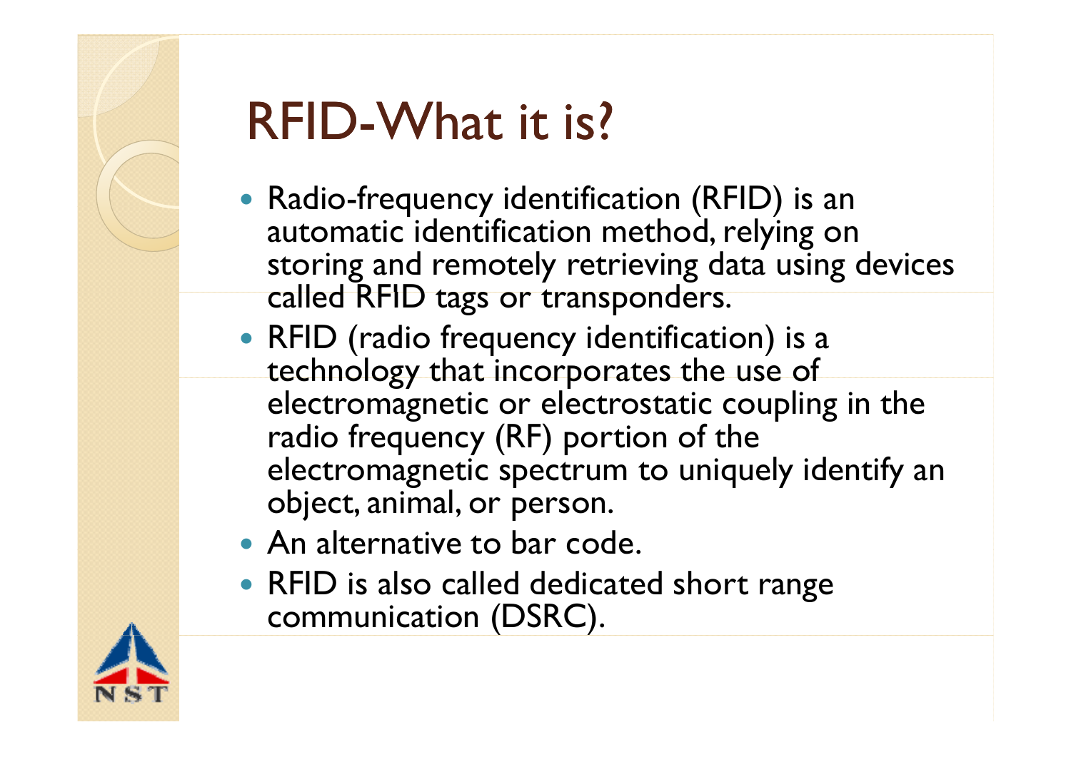# RFID-What it is?

- Radio-frequency identification (RFID) is an automatic identification method, relying on storing and remotely retrieving data using devices called RFID tags or transponders.
- RFID (radio frequency identification) is a technology that incorporates the use of electromagnetic or electrostatic coupling in the radio frequency (RF) portion of the electromagnetic spectrum to uniquely identify an object, animal, or person.
- An alternative to bar code.
- RFID is also called dedicated short range communication (DSRC).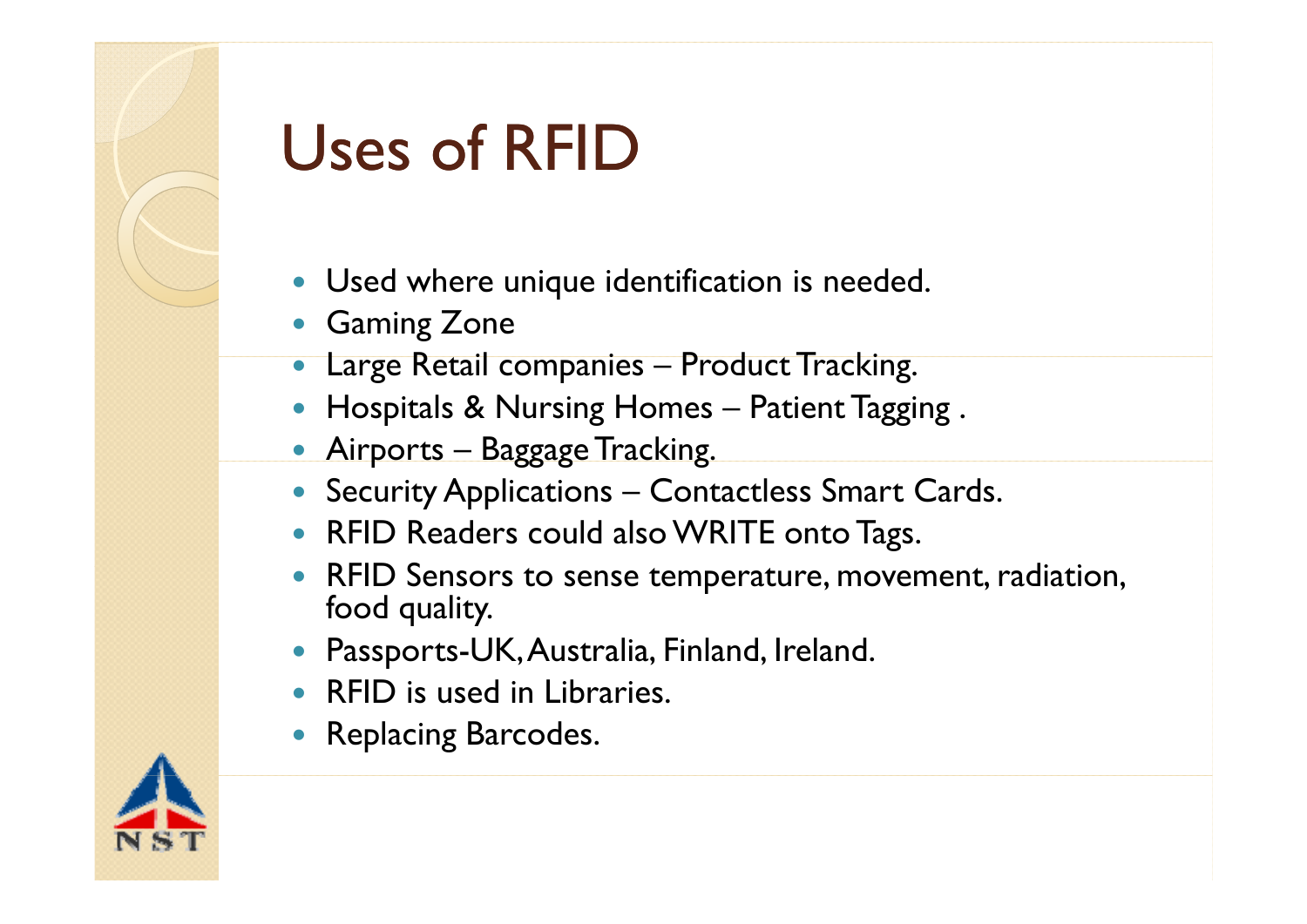# Uses of RFID

- Used where unique identification is needed.
- Gaming Zone
- Large Retail companies – Product Tracking.
- Hospitals & Nursing Homes – Patient Tagging .
- Airports – Baggage Tracking.
- Security Applications – Contactless Smart Cards.
- RFID Readers could also WRITE onto Tags.
- RFID Sensors to sense temperature, movement, radiation, food quality.
- Passports-UK, Australia, Finland, Ireland.
- RFID is used in Libraries.
- Replacing Barcodes.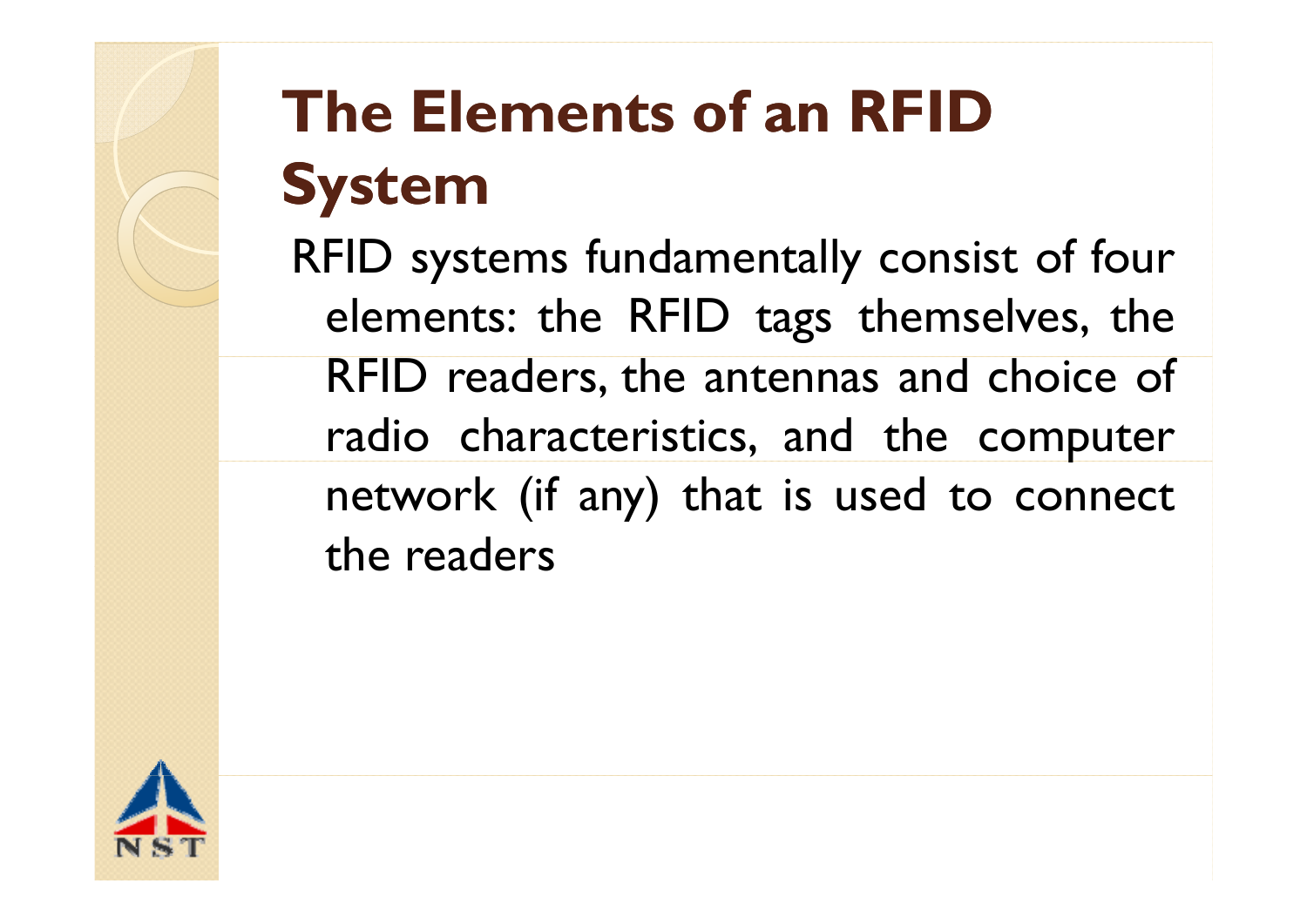# The Elements of an RFID System

RFID systems fundamentally consist of four elements: the RFID tags themselves, the RFID readers, the antennas and choice of radio characteristics, and the computer network (if any) that is used to connect the readers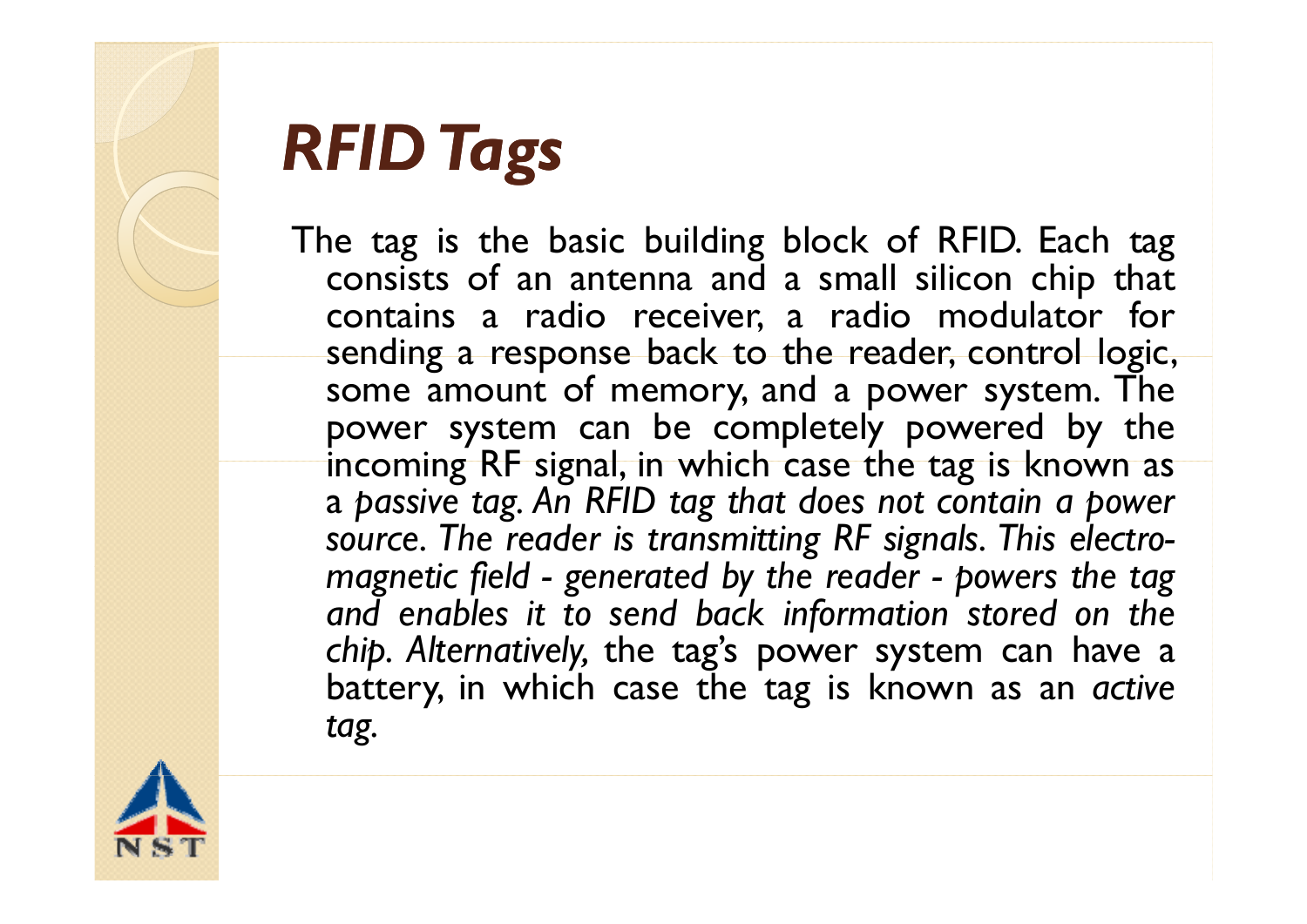# RFID Tags

The tag is the basic building block of RFID. Each tag consists of an antenna and a small silicon chip that contains a radio receiver, a radio modulator for sending a response back to the reader, control logic, some amount of memory, and a power system. The power system can be completely powered by the incoming RF signal, in which case the tag is known as a *passive tag. An RFID tag that does not contain a power source. The reader is transmitting RF signals. This electro-magnetic field - generated by the reader - powers the tag and enables it to send back information stored on the chip. Alternatively,* the tag's power system can have a battery, in which case the tag is known as an *active tag.*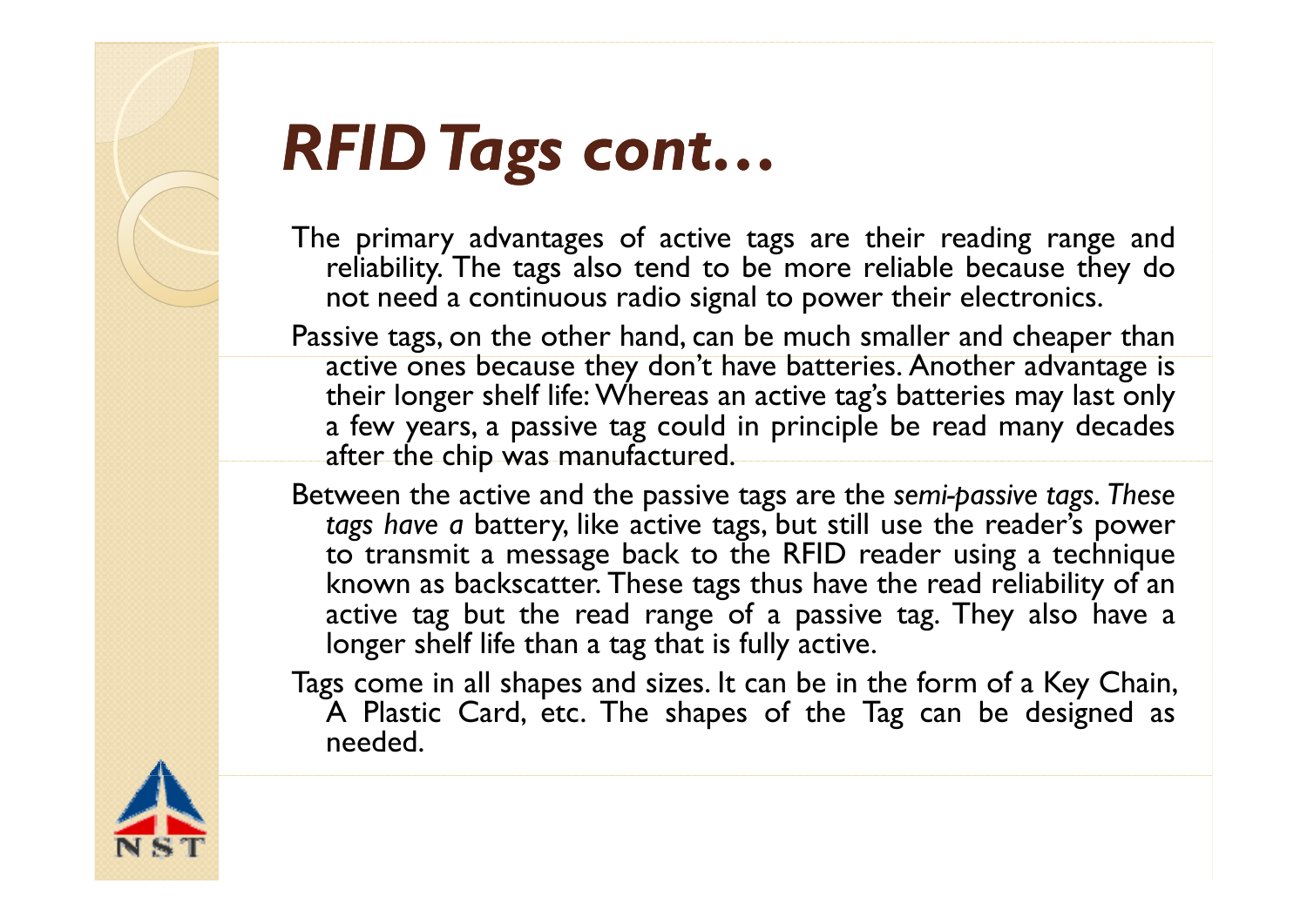# RFID Tags cont…

The primary advantages of active tags are their reading range and reliability. The tags also tend to be more reliable because they do not need a continuous radio signal to power their electronics.

Passive tags, on the other hand, can be much smaller and cheaper than active ones because they don't have batteries. Another advantage is their longer shelf life: Whereas an active tag's batteries may last only a few years, a passive tag could in principle be read many decades after the chip was manufactured.

Between the active and the passive tags are the *semi-passive tags. These tags have a* battery, like active tags, but still use the reader's power to transmit a message back to the RFID reader using a technique known as backscatter. These tags thus have the read reliability of an active tag but the read range of a passive tag. They also have a longer shelf life than a tag that is fully active.

Tags come in all shapes and sizes. It can be in the form of a Key Chain, A Plastic Card, etc. The shapes of the Tag can be designed as needed.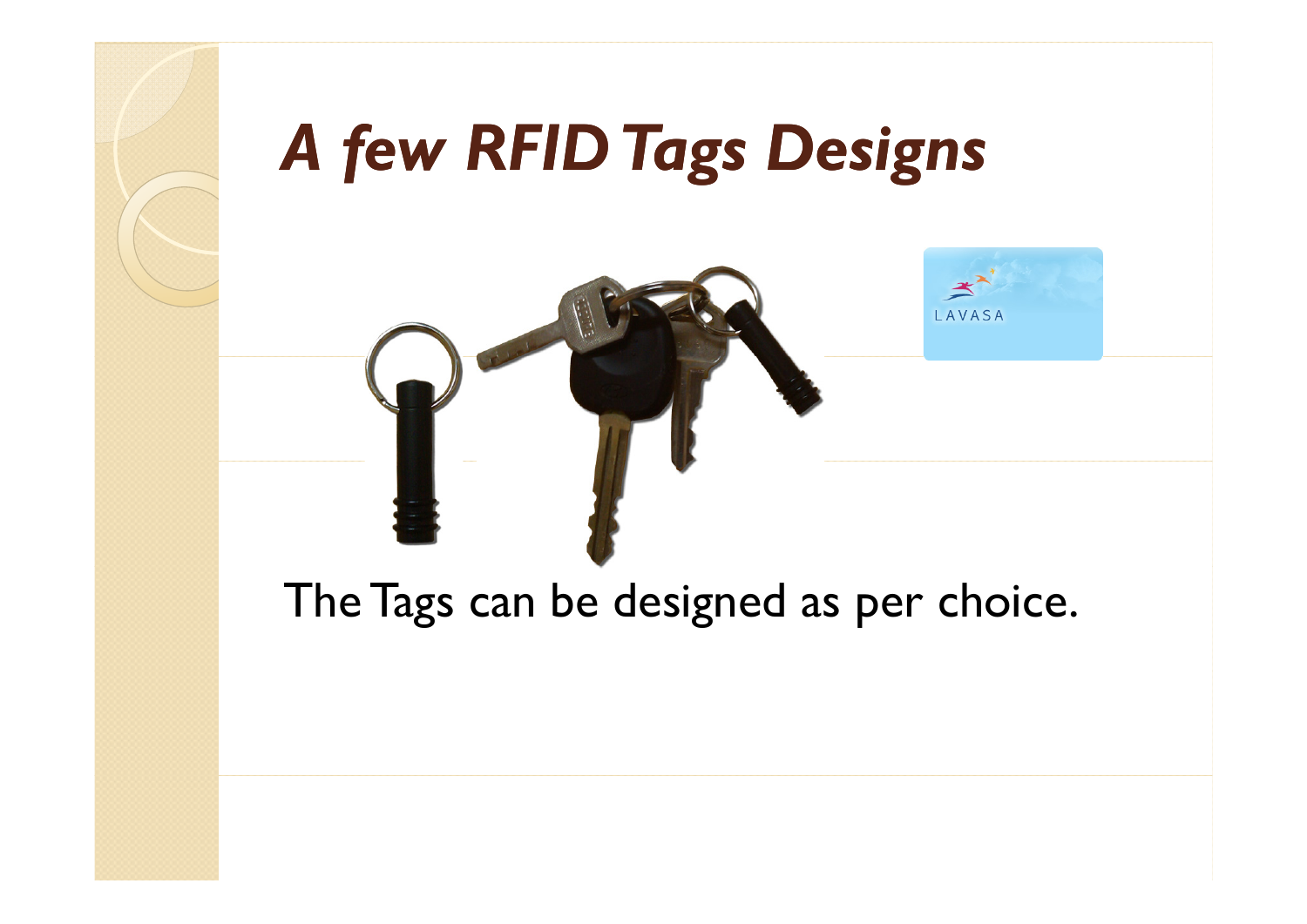# *A few RFID Tags Designs*

The Tags can be designed as per choice.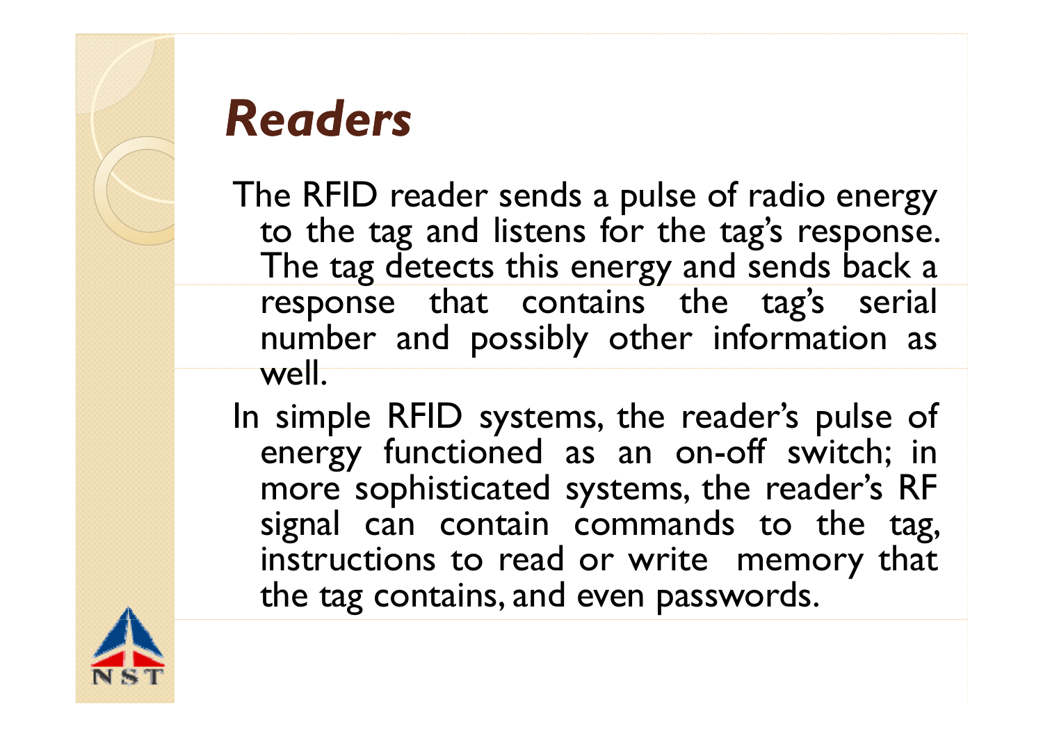# *Readers*

The RFID reader sends a pulse of radio energy to the tag and listens for the tag's response. The tag detects this energy and sends back a response that contains the tag's serial number and possibly other information as well.

In simple RFID systems, the reader's pulse of energy functioned as an on-off switch; in more sophisticated systems, the reader's RF signal can contain commands to the tag, instructions to read or write memory that the tag contains, and even passwords.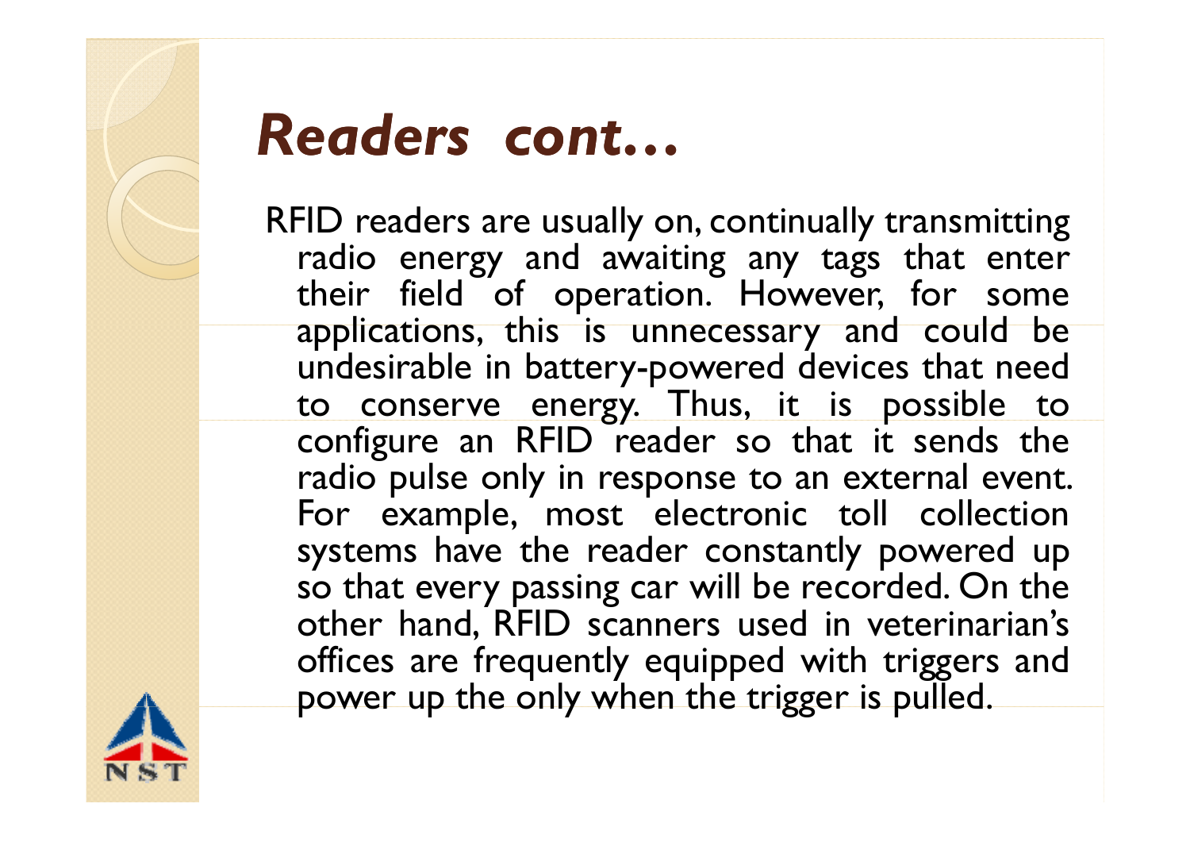# *Readers cont…*

RFID readers are usually on, continually transmitting radio energy and awaiting any tags that enter their field of operation. However, for some applications, this is unnecessary and could be undesirable in battery-powered devices that need to conserve energy. Thus, it is possible to configure an RFID reader so that it sends the radio pulse only in response to an external event. For example, most electronic toll collection systems have the reader constantly powered up so that every passing car will be recorded. On the other hand, RFID scanners used in veterinarian's offices are frequently equipped with triggers and power up the only when the trigger is pulled.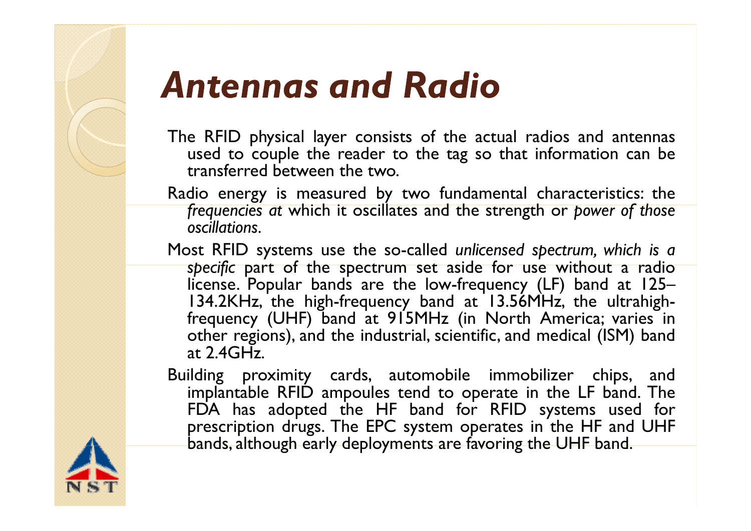# *Antennas and Radio*

The RFID physical layer consists of the actual radios and antennas used to couple the reader to the tag so that information can be transferred between the two.

Radio energy is measured by two fundamental characteristics: the *frequencies at* which it oscillates and the strength or *power of those oscillations*.

Most RFID systems use the so-called *unlicensed spectrum, which is a specific* part of the spectrum set aside for use without a radio license. Popular bands are the low-frequency (LF) band at 125–134.2KHz, the high-frequency band at 13.56MHz, the ultrahigh-frequency (UHF) band at 915MHz (in North America; varies in other regions), and the industrial, scientific, and medical (ISM) band at 2.4GHz.

Building proximity cards, automobile immobilizer chips, and implantable RFID ampoules tend to operate in the LF band. The FDA has adopted the HF band for RFID systems used for prescription drugs. The EPC system operates in the HF and UHF bands, although early deployments are favoring the UHF band.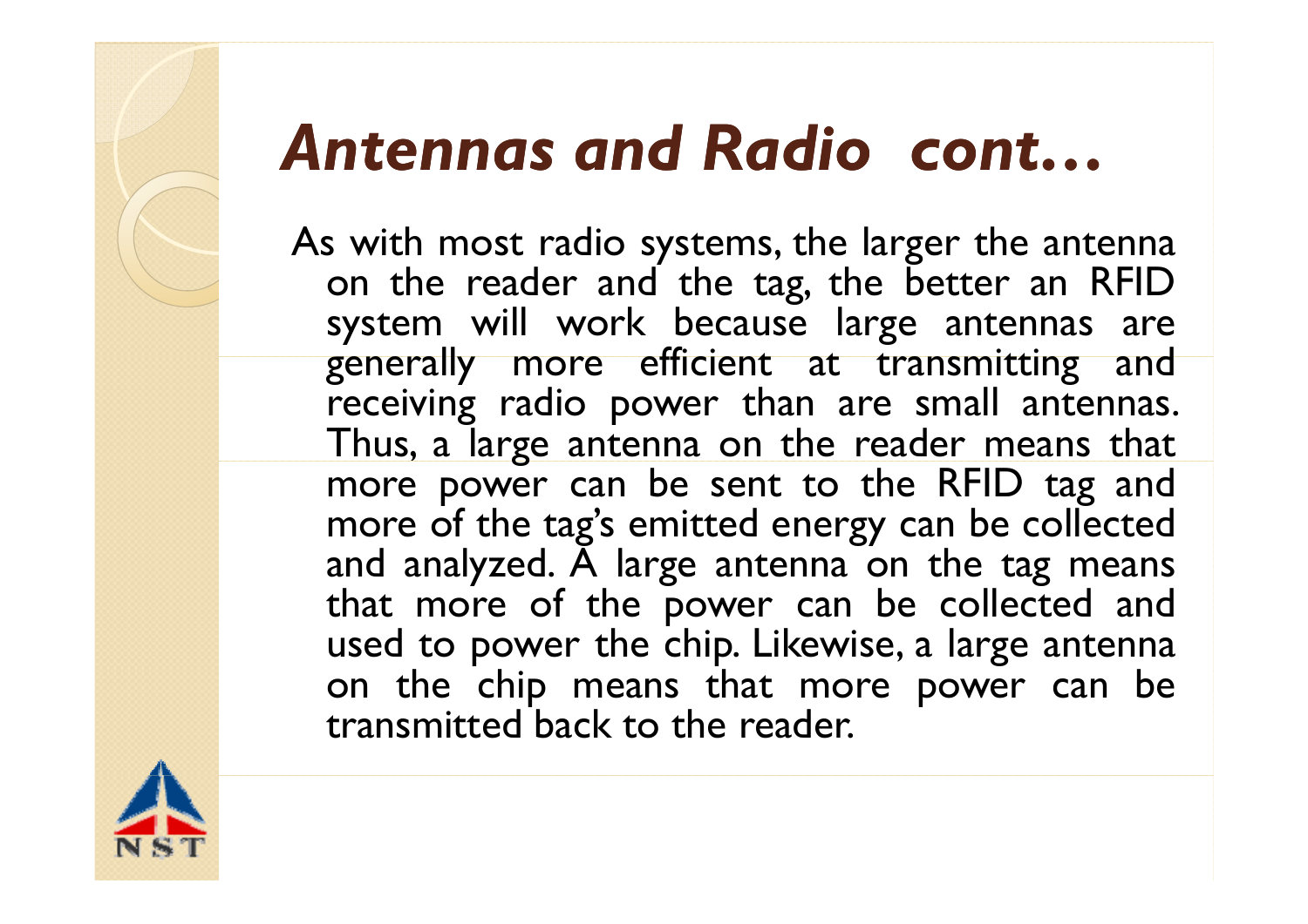# *Antennas and Radio cont…*

As with most radio systems, the larger the antenna on the reader and the tag, the better an RFID system will work because large antennas are generally more efficient at transmitting and receiving radio power than are small antennas. Thus, a large antenna on the reader means that more power can be sent to the RFID tag and more of the tag's emitted energy can be collected and analyzed. A large antenna on the tag means that more of the power can be collected and used to power the chip. Likewise, a large antenna on the chip means that more power can be transmitted back to the reader.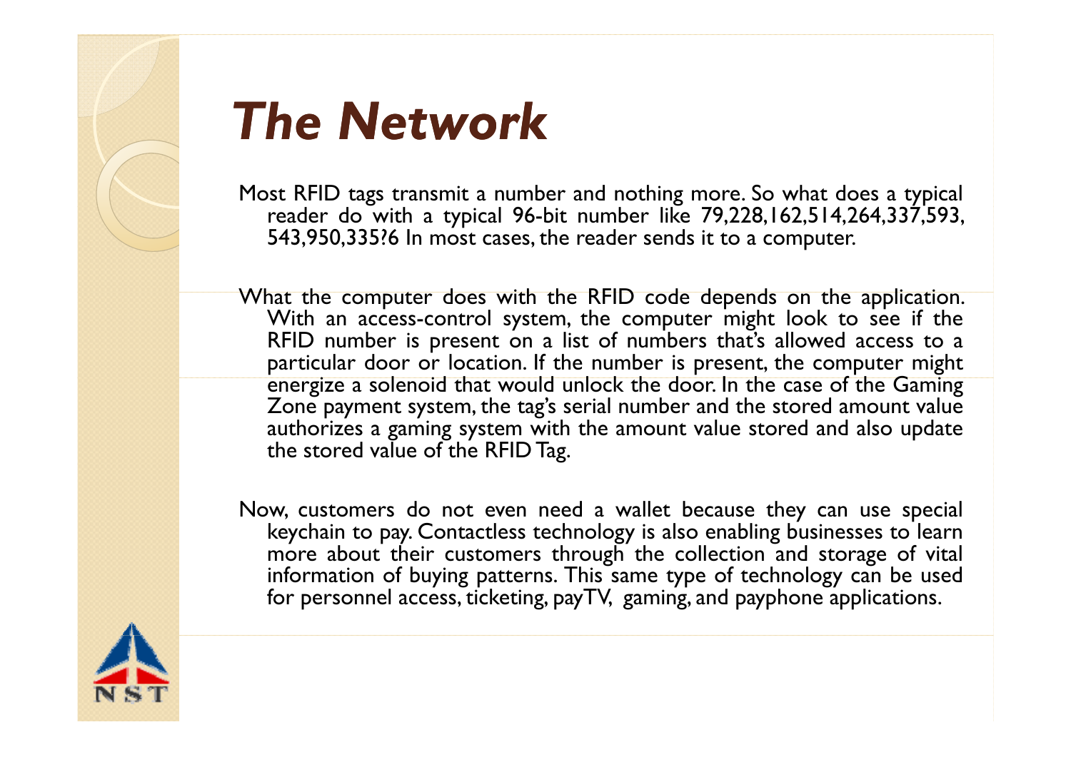# *The Network*

Most RFID tags transmit a number and nothing more. So what does a typical reader do with a typical 96-bit number like 79,228,162,514,264,337,593, 543,950,335?6 In most cases, the reader sends it to a computer.

What the computer does with the RFID code depends on the application. With an access-control system, the computer might look to see if the RFID number is present on a list of numbers that's allowed access to a particular door or location. If the number is present, the computer might energize a solenoid that would unlock the door. In the case of the Gaming Zone payment system, the tag's serial number and the stored amount value authorizes a gaming system with the amount value stored and also update the stored value of the RFID Tag.

Now, customers do not even need a wallet because they can use special keychain to pay. Contactless technology is also enabling businesses to learn more about their customers through the collection and storage of vital information of buying patterns. This same type of technology can be used for personnel access, ticketing, payTV, gaming, and payphone applications.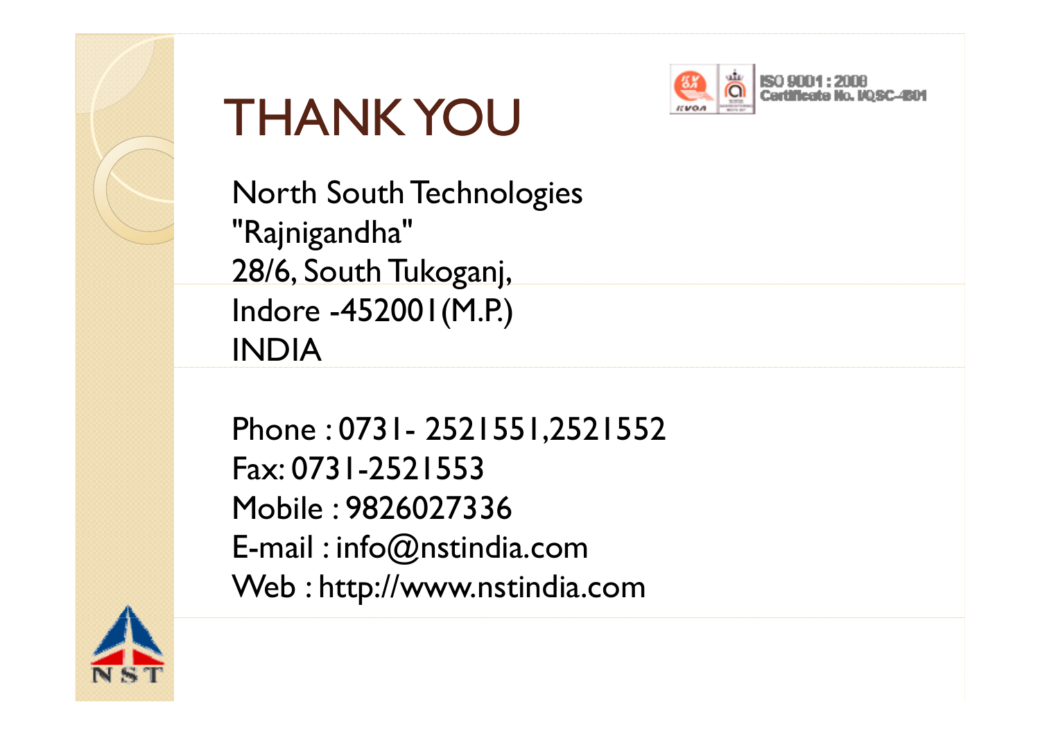# THANK YOU

ISO 9001 : 2008
Certificate No. IQSC-4801

North South Technologies
"Rajnigandha"
28/6, South Tukoganj,
Indore -452001(M.P.)
INDIA

Phone : 0731- 2521551,2521552
Fax: 0731-2521553
Mobile : 9826027336
E-mail : info@nstindia.com
Web : http://www.nstindia.com

NST